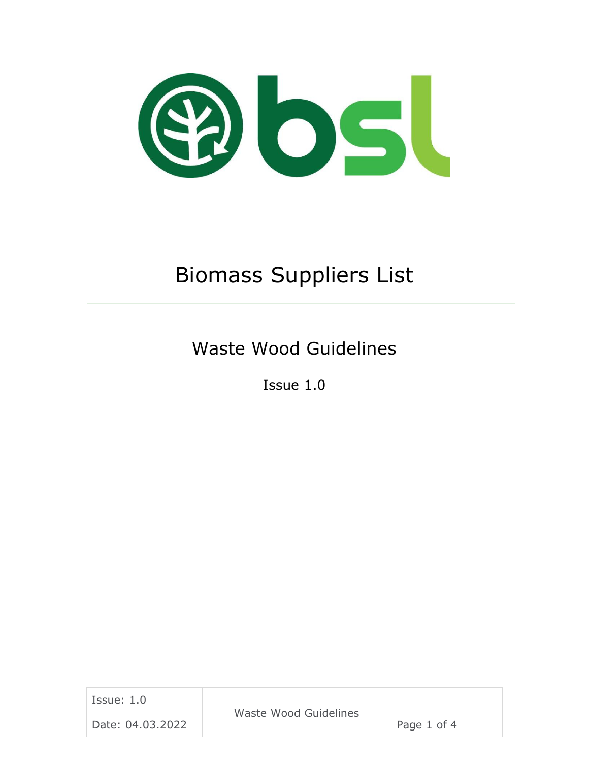# Biomass Suppliers List

## Waste Wood Guidelines

Issue 1.0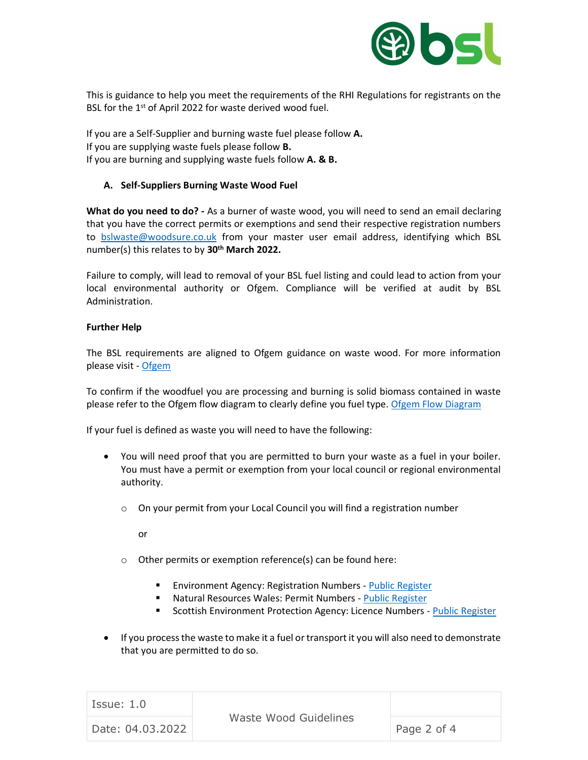This is guidance to help you meet the requirements of the RHI Regulations for registrants on the BSL for the 1st of April 2022 for waste derived wood fuel.

If you are a Self-Supplier and burning waste fuel please follow **A.**
If you are supplying waste fuels please follow **B.**
If you are burning and supplying waste fuels follow **A. & B.**

### A. Self-Suppliers Burning Waste Wood Fuel

**What do you need to do? -** As a burner of waste wood, you will need to send an email declaring that you have the correct permits or exemptions and send their respective registration numbers to bslwaste@woodsure.co.uk from your master user email address, identifying which BSL number(s) this relates to by **30th March 2022.**

Failure to comply, will lead to removal of your BSL fuel listing and could lead to action from your local environmental authority or Ofgem. Compliance will be verified at audit by BSL Administration.

**Further Help**

The BSL requirements are aligned to Ofgem guidance on waste wood. For more information please visit - Ofgem

To confirm if the woodfuel you are processing and burning is solid biomass contained in waste please refer to the Ofgem flow diagram to clearly define you fuel type. Ofgem Flow Diagram

If your fuel is defined as waste you will need to have the following:

- You will need proof that you are permitted to burn your waste as a fuel in your boiler. You must have a permit or exemption from your local council or regional environmental authority.
  - On your permit from your Local Council you will find a registration number

    or

  - Other permits or exemption reference(s) can be found here:
    - Environment Agency: Registration Numbers - Public Register
    - Natural Resources Wales: Permit Numbers - Public Register
    - Scottish Environment Protection Agency: Licence Numbers - Public Register
- If you process the waste to make it a fuel or transport it you will also need to demonstrate that you are permitted to do so.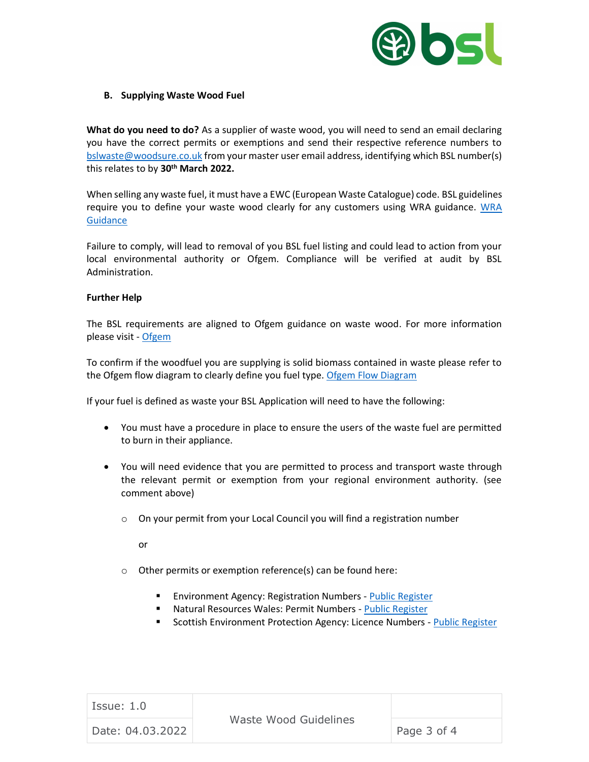## B. Supplying Waste Wood Fuel

**What do you need to do?** As a supplier of waste wood, you will need to send an email declaring you have the correct permits or exemptions and send their respective reference numbers to bslwaste@woodsure.co.uk from your master user email address, identifying which BSL number(s) this relates to by **30th March 2022.**

When selling any waste fuel, it must have a EWC (European Waste Catalogue) code. BSL guidelines require you to define your waste wood clearly for any customers using WRA guidance. WRA Guidance

Failure to comply, will lead to removal of you BSL fuel listing and could lead to action from your local environmental authority or Ofgem. Compliance will be verified at audit by BSL Administration.

**Further Help**

The BSL requirements are aligned to Ofgem guidance on waste wood. For more information please visit - Ofgem

To confirm if the woodfuel you are supplying is solid biomass contained in waste please refer to the Ofgem flow diagram to clearly define you fuel type. Ofgem Flow Diagram

If your fuel is defined as waste your BSL Application will need to have the following:

- You must have a procedure in place to ensure the users of the waste fuel are permitted to burn in their appliance.
- You will need evidence that you are permitted to process and transport waste through the relevant permit or exemption from your regional environment authority. (see comment above)
  - On your permit from your Local Council you will find a registration number

    or

  - Other permits or exemption reference(s) can be found here:
    - Environment Agency: Registration Numbers - Public Register
    - Natural Resources Wales: Permit Numbers - Public Register
    - Scottish Environment Protection Agency: Licence Numbers - Public Register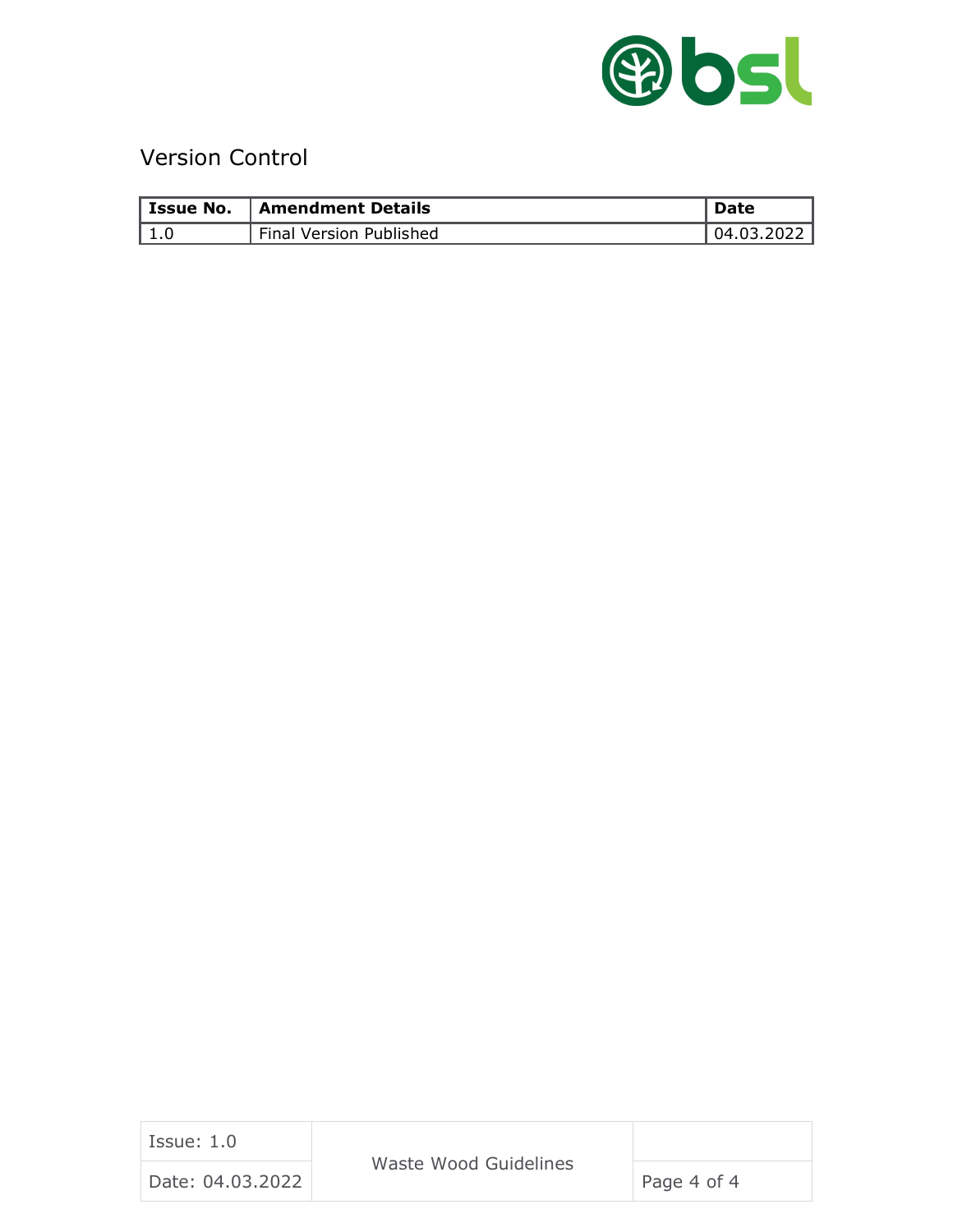## Version Control

| Issue No. | Amendment Details | Date |
| --- | --- | --- |
| 1.0 | Final Version Published | 04.03.2022 |